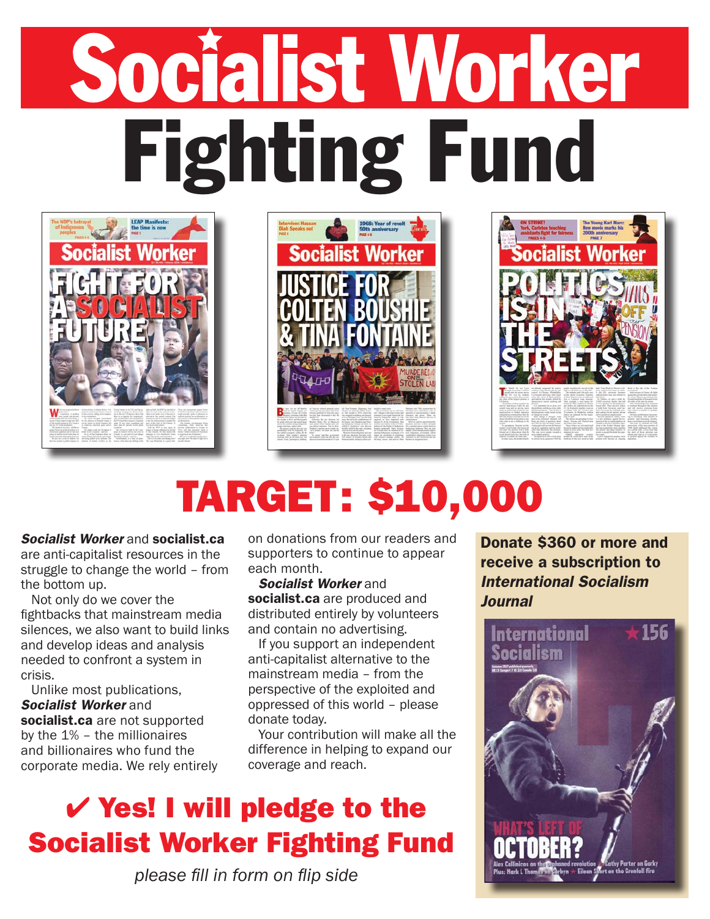# Socialist Worker Fighting Fund

## TARGET: $10,000

***Socialist Worker*** and **socialist.ca** are anti-capitalist resources in the struggle to change the world – from the bottom up.

Not only do we cover the fightbacks that mainstream media silences, we also want to build links and develop ideas and analysis needed to confront a system in crisis.

Unlike most publications, ***Socialist Worker*** and **socialist.ca** are not supported by the 1% – the millionaires and billionaires who fund the corporate media. We rely entirely on donations from our readers and supporters to continue to appear each month.

***Socialist Worker*** and **socialist.ca** are produced and distributed entirely by volunteers and contain no advertising.

If you support an independent anti-capitalist alternative to the mainstream media – from the perspective of the exploited and oppressed of this world – please donate today.

Your contribution will make all the difference in helping to expand our coverage and reach.

**Donate $360 or more and receive a subscription to *International Socialism Journal***

## ✔ Yes! I will pledge to the Socialist Worker Fighting Fund

*please fill in form on flip side*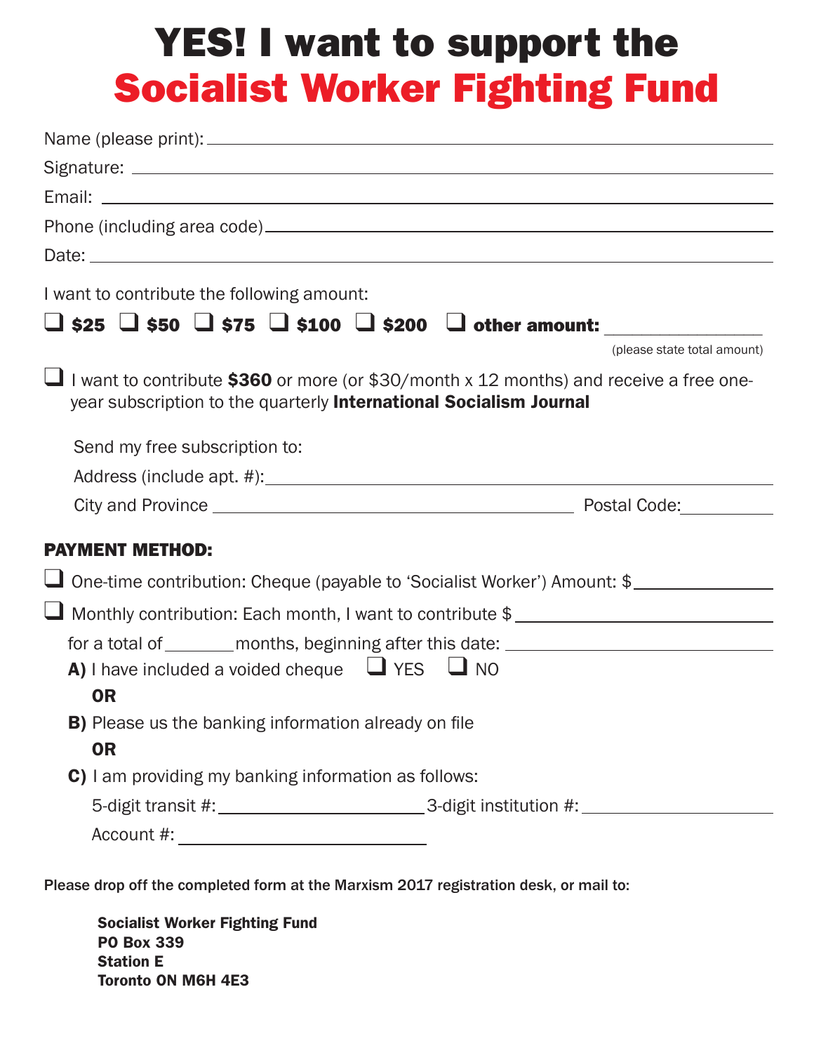# YES! I want to support the Socialist Worker Fighting Fund

Name (please print): ____________________

Signature: ____________________

Email: ____________________

Phone (including area code) ____________________

Date: ____________________

I want to contribute the following amount:

❑ **$25** ❑ **$50** ❑ **$75** ❑ **$100** ❑ **$200** ❑ **other amount:** ____________
(please state total amount)

❑ I want to contribute **$360** or more (or $30/month x 12 months) and receive a free one-year subscription to the quarterly **International Socialism Journal**

Send my free subscription to:

Address (include apt. #): ____________________

City and Province ____________________ Postal Code: __________

**PAYMENT METHOD:**

❑ One-time contribution: Cheque (payable to 'Socialist Worker') Amount: $__________

❑ Monthly contribution: Each month, I want to contribute $ __________

for a total of _______ months, beginning after this date: __________

**A)** I have included a voided cheque ❑ YES ❑ NO

**OR**

**B)** Please us the banking information already on file

**OR**

**C)** I am providing my banking information as follows:

5-digit transit #: __________ 3-digit institution #: __________

Account #: __________

**Please drop off the completed form at the Marxism 2017 registration desk, or mail to:**

**Socialist Worker Fighting Fund**
**PO Box 339**
**Station E**
**Toronto ON M6H 4E3**